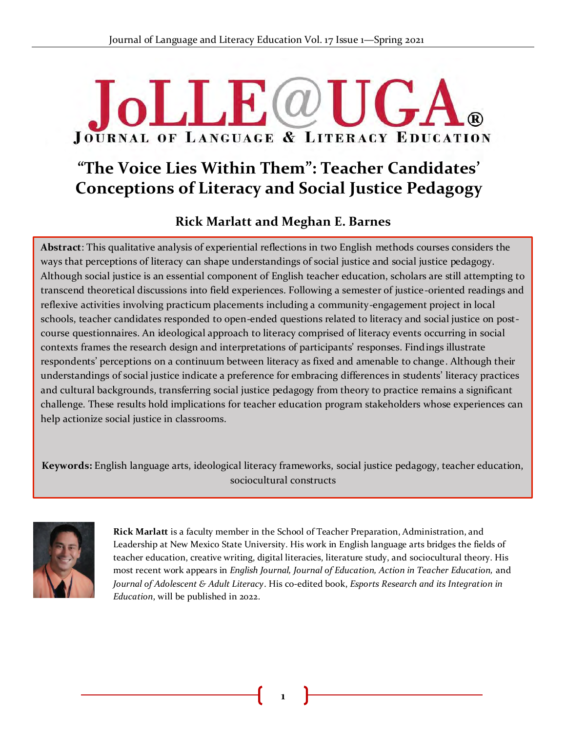# "The Voice Lies Within Them": Teacher Candidates' Conceptions of Literacy and Social Justice Pedagogy

### Rick Marlatt and Meghan E. Barnes

**Abstract**: This qualitative analysis of experiential reflections in two English methods courses considers the ways that perceptions of literacy can shape understandings of social justice and social justice pedagogy. Although social justice is an essential component of English teacher education, scholars are still attempting to transcend theoretical discussions into field experiences. Following a semester of justice-oriented readings and reflexive activities involving practicum placements including a community-engagement project in local schools, teacher candidates responded to open-ended questions related to literacy and social justice on post-course questionnaires. An ideological approach to literacy comprised of literacy events occurring in social contexts frames the research design and interpretations of participants' responses. Findings illustrate respondents' perceptions on a continuum between literacy as fixed and amenable to change. Although their understandings of social justice indicate a preference for embracing differences in students' literacy practices and cultural backgrounds, transferring social justice pedagogy from theory to practice remains a significant challenge. These results hold implications for teacher education program stakeholders whose experiences can help actionize social justice in classrooms.

**Keywords:** English language arts, ideological literacy frameworks, social justice pedagogy, teacher education, sociocultural constructs

**Rick Marlatt** is a faculty member in the School of Teacher Preparation, Administration, and Leadership at New Mexico State University. His work in English language arts bridges the fields of teacher education, creative writing, digital literacies, literature study, and sociocultural theory. His most recent work appears in *English Journal, Journal of Education, Action in Teacher Education,* and *Journal of Adolescent & Adult Literacy*. His co-edited book, *Esports Research and its Integration in Education,* will be published in 2022.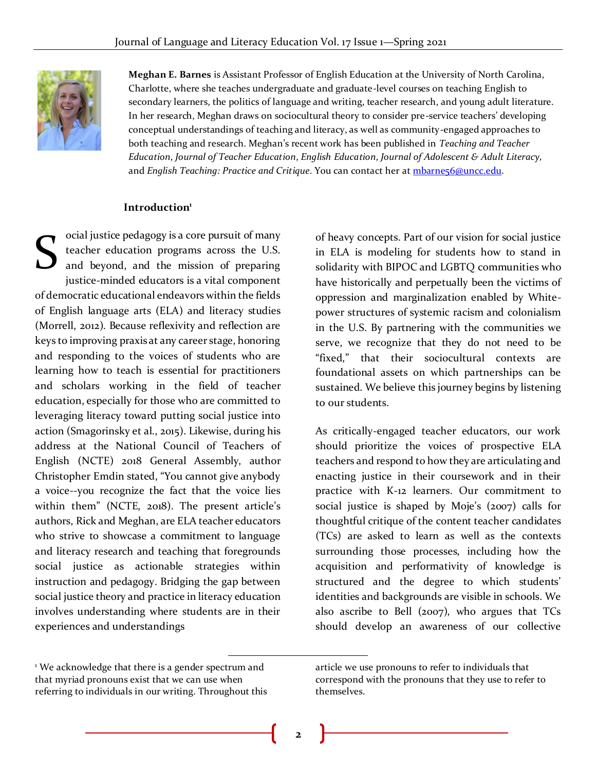**Meghan E. Barnes** is Assistant Professor of English Education at the University of North Carolina, Charlotte, where she teaches undergraduate and graduate-level courses on teaching English to secondary learners, the politics of language and writing, teacher research, and young adult literature. In her research, Meghan draws on sociocultural theory to consider pre-service teachers' developing conceptual understandings of teaching and literacy, as well as community-engaged approaches to both teaching and research. Meghan's recent work has been published in *Teaching and Teacher Education*, *Journal of Teacher Education*, *English Education*, *Journal of Adolescent & Adult Literacy*, and *English Teaching: Practice and Critique*. You can contact her at mbarne56@uncc.edu.

## Introduction[1]

Social justice pedagogy is a core pursuit of many teacher education programs across the U.S. and beyond, and the mission of preparing justice-minded educators is a vital component of democratic educational endeavors within the fields of English language arts (ELA) and literacy studies (Morrell, 2012). Because reflexivity and reflection are keys to improving praxis at any career stage, honoring and responding to the voices of students who are learning how to teach is essential for practitioners and scholars working in the field of teacher education, especially for those who are committed to leveraging literacy toward putting social justice into action (Smagorinsky et al., 2015). Likewise, during his address at the National Council of Teachers of English (NCTE) 2018 General Assembly, author Christopher Emdin stated, "You cannot give anybody a voice--you recognize the fact that the voice lies within them" (NCTE, 2018). The present article's authors, Rick and Meghan, are ELA teacher educators who strive to showcase a commitment to language and literacy research and teaching that foregrounds social justice as actionable strategies within instruction and pedagogy. Bridging the gap between social justice theory and practice in literacy education involves understanding where students are in their experiences and understandings of heavy concepts. Part of our vision for social justice in ELA is modeling for students how to stand in solidarity with BIPOC and LGBTQ communities who have historically and perpetually been the victims of oppression and marginalization enabled by White-power structures of systemic racism and colonialism in the U.S. By partnering with the communities we serve, we recognize that they do not need to be "fixed," that their sociocultural contexts are foundational assets on which partnerships can be sustained. We believe this journey begins by listening to our students.

As critically-engaged teacher educators, our work should prioritize the voices of prospective ELA teachers and respond to how they are articulating and enacting justice in their coursework and in their practice with K-12 learners. Our commitment to social justice is shaped by Moje's (2007) calls for thoughtful critique of the content teacher candidates (TCs) are asked to learn as well as the contexts surrounding those processes, including how the acquisition and performativity of knowledge is structured and the degree to which students' identities and backgrounds are visible in schools. We also ascribe to Bell (2007), who argues that TCs should develop an awareness of our collective

---

[1] We acknowledge that there is a gender spectrum and that myriad pronouns exist that we can use when referring to individuals in our writing. Throughout this article we use pronouns to refer to individuals that correspond with the pronouns that they use to refer to themselves.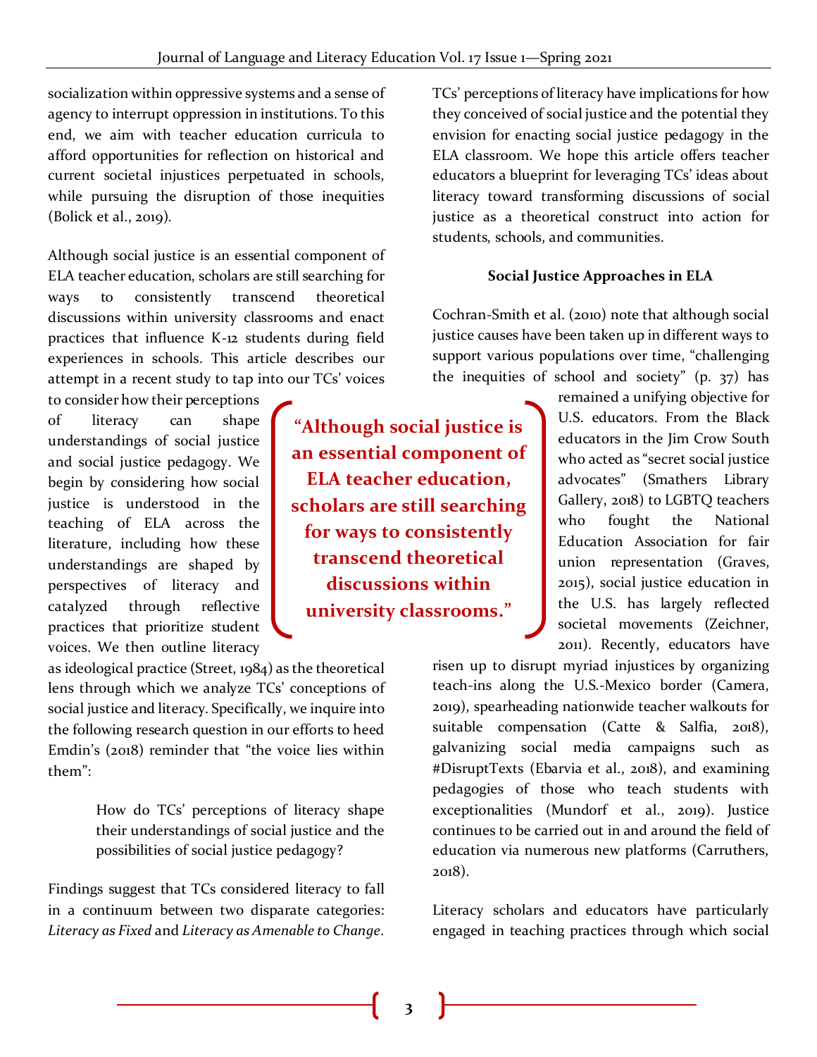socialization within oppressive systems and a sense of agency to interrupt oppression in institutions. To this end, we aim with teacher education curricula to afford opportunities for reflection on historical and current societal injustices perpetuated in schools, while pursuing the disruption of those inequities (Bolick et al., 2019).

Although social justice is an essential component of ELA teacher education, scholars are still searching for ways to consistently transcend theoretical discussions within university classrooms and enact practices that influence K-12 students during field experiences in schools. This article describes our attempt in a recent study to tap into our TCs' voices to consider how their perceptions of literacy can shape understandings of social justice and social justice pedagogy. We begin by considering how social justice is understood in the teaching of ELA across the literature, including how these understandings are shaped by perspectives of literacy and catalyzed through reflective practices that prioritize student voices. We then outline literacy as ideological practice (Street, 1984) as the theoretical lens through which we analyze TCs' conceptions of social justice and literacy. Specifically, we inquire into the following research question in our efforts to heed Emdin's (2018) reminder that "the voice lies within them":

> How do TCs' perceptions of literacy shape their understandings of social justice and the possibilities of social justice pedagogy?

**"Although social justice is an essential component of ELA teacher education, scholars are still searching for ways to consistently transcend theoretical discussions within university classrooms."**

Findings suggest that TCs considered literacy to fall in a continuum between two disparate categories: *Literacy as Fixed* and *Literacy as Amenable to Change*. TCs' perceptions of literacy have implications for how they conceived of social justice and the potential they envision for enacting social justice pedagogy in the ELA classroom. We hope this article offers teacher educators a blueprint for leveraging TCs' ideas about literacy toward transforming discussions of social justice as a theoretical construct into action for students, schools, and communities.

**Social Justice Approaches in ELA**

Cochran-Smith et al. (2010) note that although social justice causes have been taken up in different ways to support various populations over time, "challenging the inequities of school and society" (p. 37) has remained a unifying objective for U.S. educators. From the Black educators in the Jim Crow South who acted as "secret social justice advocates" (Smathers Library Gallery, 2018) to LGBTQ teachers who fought the National Education Association for fair union representation (Graves, 2015), social justice education in the U.S. has largely reflected societal movements (Zeichner, 2011). Recently, educators have risen up to disrupt myriad injustices by organizing teach-ins along the U.S.-Mexico border (Camera, 2019), spearheading nationwide teacher walkouts for suitable compensation (Catte & Salfia, 2018), galvanizing social media campaigns such as #DisruptTexts (Ebarvia et al., 2018), and examining pedagogies of those who teach students with exceptionalities (Mundorf et al., 2019). Justice continues to be carried out in and around the field of education via numerous new platforms (Carruthers, 2018).

Literacy scholars and educators have particularly engaged in teaching practices through which social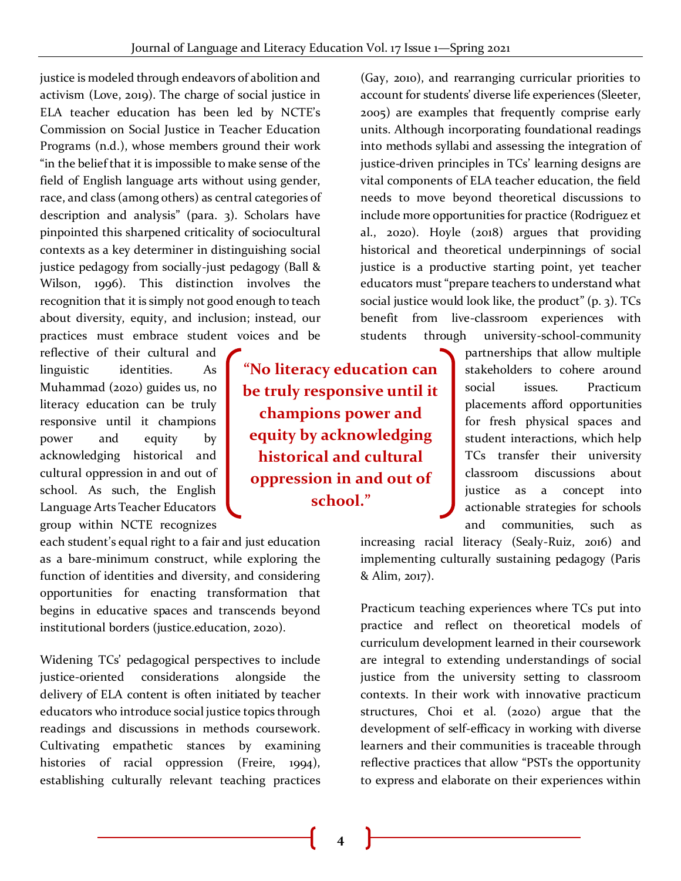justice is modeled through endeavors of abolition and activism (Love, 2019). The charge of social justice in ELA teacher education has been led by NCTE's Commission on Social Justice in Teacher Education Programs (n.d.), whose members ground their work "in the belief that it is impossible to make sense of the field of English language arts without using gender, race, and class (among others) as central categories of description and analysis" (para. 3). Scholars have pinpointed this sharpened criticality of sociocultural contexts as a key determiner in distinguishing social justice pedagogy from socially-just pedagogy (Ball & Wilson, 1996). This distinction involves the recognition that it is simply not good enough to teach about diversity, equity, and inclusion; instead, our practices must embrace student voices and be reflective of their cultural and linguistic identities. As Muhammad (2020) guides us, no literacy education can be truly responsive until it champions power and equity by acknowledging historical and cultural oppression in and out of school. As such, the English Language Arts Teacher Educators group within NCTE recognizes each student's equal right to a fair and just education as a bare-minimum construct, while exploring the function of identities and diversity, and considering opportunities for enacting transformation that begins in educative spaces and transcends beyond institutional borders (justice.education, 2020).

> **"No literacy education can be truly responsive until it champions power and equity by acknowledging historical and cultural oppression in and out of school."**

Widening TCs' pedagogical perspectives to include justice-oriented considerations alongside the delivery of ELA content is often initiated by teacher educators who introduce social justice topics through readings and discussions in methods coursework. Cultivating empathetic stances by examining histories of racial oppression (Freire, 1994), establishing culturally relevant teaching practices (Gay, 2010), and rearranging curricular priorities to account for students' diverse life experiences (Sleeter, 2005) are examples that frequently comprise early units. Although incorporating foundational readings into methods syllabi and assessing the integration of justice-driven principles in TCs' learning designs are vital components of ELA teacher education, the field needs to move beyond theoretical discussions to include more opportunities for practice (Rodriguez et al., 2020). Hoyle (2018) argues that providing historical and theoretical underpinnings of social justice is a productive starting point, yet teacher educators must "prepare teachers to understand what social justice would look like, the product" (p. 3). TCs benefit from live-classroom experiences with students through university-school-community partnerships that allow multiple stakeholders to cohere around social issues. Practicum placements afford opportunities for fresh physical spaces and student interactions, which help TCs transfer their university classroom discussions about justice as a concept into actionable strategies for schools and communities, such as increasing racial literacy (Sealy-Ruiz, 2016) and implementing culturally sustaining pedagogy (Paris & Alim, 2017).

Practicum teaching experiences where TCs put into practice and reflect on theoretical models of curriculum development learned in their coursework are integral to extending understandings of social justice from the university setting to classroom contexts. In their work with innovative practicum structures, Choi et al. (2020) argue that the development of self-efficacy in working with diverse learners and their communities is traceable through reflective practices that allow "PSTs the opportunity to express and elaborate on their experiences within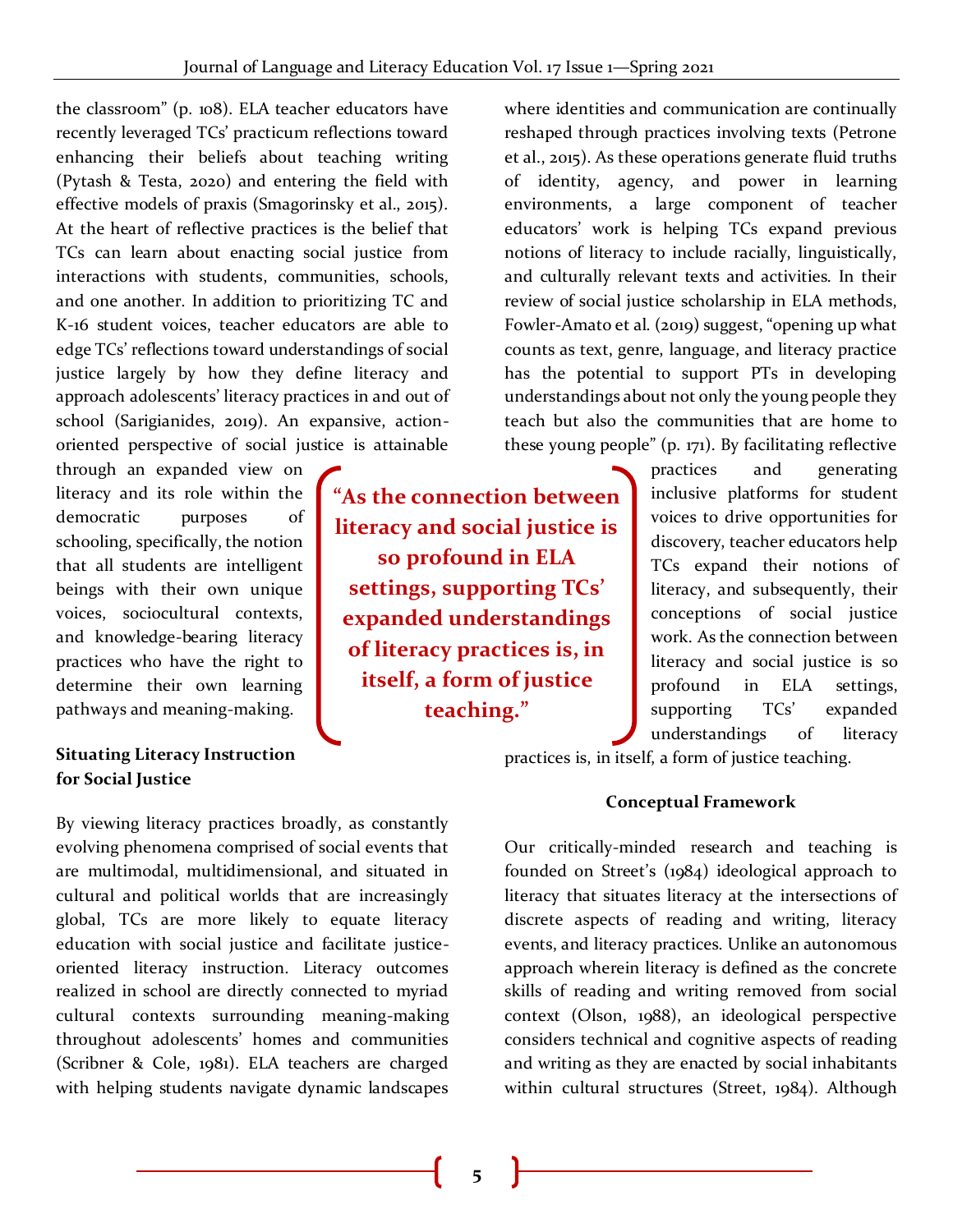the classroom" (p. 108). ELA teacher educators have recently leveraged TCs' practicum reflections toward enhancing their beliefs about teaching writing (Pytash & Testa, 2020) and entering the field with effective models of praxis (Smagorinsky et al., 2015). At the heart of reflective practices is the belief that TCs can learn about enacting social justice from interactions with students, communities, schools, and one another. In addition to prioritizing TC and K-16 student voices, teacher educators are able to edge TCs' reflections toward understandings of social justice largely by how they define literacy and approach adolescents' literacy practices in and out of school (Sarigianides, 2019). An expansive, action-oriented perspective of social justice is attainable through an expanded view on literacy and its role within the democratic purposes of schooling, specifically, the notion that all students are intelligent beings with their own unique voices, sociocultural contexts, and knowledge-bearing literacy practices who have the right to determine their own learning pathways and meaning-making.

> **"As the connection between literacy and social justice is so profound in ELA settings, supporting TCs' expanded understandings of literacy practices is, in itself, a form of justice teaching."**

### Situating Literacy Instruction for Social Justice

By viewing literacy practices broadly, as constantly evolving phenomena comprised of social events that are multimodal, multidimensional, and situated in cultural and political worlds that are increasingly global, TCs are more likely to equate literacy education with social justice and facilitate justice-oriented literacy instruction. Literacy outcomes realized in school are directly connected to myriad cultural contexts surrounding meaning-making throughout adolescents' homes and communities (Scribner & Cole, 1981). ELA teachers are charged with helping students navigate dynamic landscapes where identities and communication are continually reshaped through practices involving texts (Petrone et al., 2015). As these operations generate fluid truths of identity, agency, and power in learning environments, a large component of teacher educators' work is helping TCs expand previous notions of literacy to include racially, linguistically, and culturally relevant texts and activities. In their review of social justice scholarship in ELA methods, Fowler-Amato et al. (2019) suggest, "opening up what counts as text, genre, language, and literacy practice has the potential to support PTs in developing understandings about not only the young people they teach but also the communities that are home to these young people" (p. 171). By facilitating reflective practices and generating inclusive platforms for student voices to drive opportunities for discovery, teacher educators help TCs expand their notions of literacy, and subsequently, their conceptions of social justice work. As the connection between literacy and social justice is so profound in ELA settings, supporting TCs' expanded understandings of literacy practices is, in itself, a form of justice teaching.

### Conceptual Framework

Our critically-minded research and teaching is founded on Street's (1984) ideological approach to literacy that situates literacy at the intersections of discrete aspects of reading and writing, literacy events, and literacy practices. Unlike an autonomous approach wherein literacy is defined as the concrete skills of reading and writing removed from social context (Olson, 1988), an ideological perspective considers technical and cognitive aspects of reading and writing as they are enacted by social inhabitants within cultural structures (Street, 1984). Although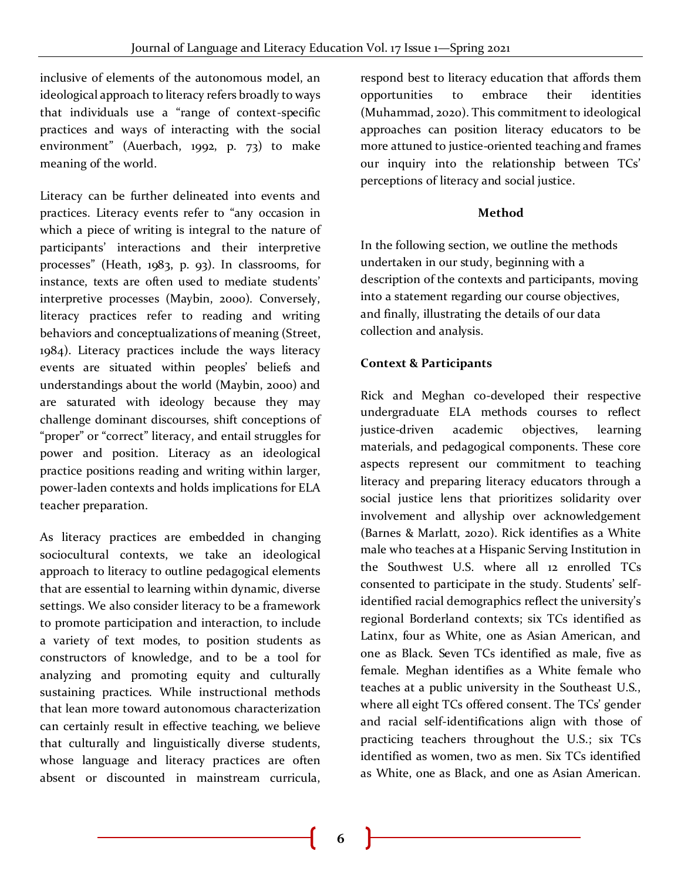inclusive of elements of the autonomous model, an ideological approach to literacy refers broadly to ways that individuals use a "range of context-specific practices and ways of interacting with the social environment" (Auerbach, 1992, p. 73) to make meaning of the world.

Literacy can be further delineated into events and practices. Literacy events refer to "any occasion in which a piece of writing is integral to the nature of participants' interactions and their interpretive processes" (Heath, 1983, p. 93). In classrooms, for instance, texts are often used to mediate students' interpretive processes (Maybin, 2000). Conversely, literacy practices refer to reading and writing behaviors and conceptualizations of meaning (Street, 1984). Literacy practices include the ways literacy events are situated within peoples' beliefs and understandings about the world (Maybin, 2000) and are saturated with ideology because they may challenge dominant discourses, shift conceptions of "proper" or "correct" literacy, and entail struggles for power and position. Literacy as an ideological practice positions reading and writing within larger, power-laden contexts and holds implications for ELA teacher preparation.

As literacy practices are embedded in changing sociocultural contexts, we take an ideological approach to literacy to outline pedagogical elements that are essential to learning within dynamic, diverse settings. We also consider literacy to be a framework to promote participation and interaction, to include a variety of text modes, to position students as constructors of knowledge, and to be a tool for analyzing and promoting equity and culturally sustaining practices. While instructional methods that lean more toward autonomous characterization can certainly result in effective teaching, we believe that culturally and linguistically diverse students, whose language and literacy practices are often absent or discounted in mainstream curricula, respond best to literacy education that affords them opportunities to embrace their identities (Muhammad, 2020). This commitment to ideological approaches can position literacy educators to be more attuned to justice-oriented teaching and frames our inquiry into the relationship between TCs' perceptions of literacy and social justice.

## Method

In the following section, we outline the methods undertaken in our study, beginning with a description of the contexts and participants, moving into a statement regarding our course objectives, and finally, illustrating the details of our data collection and analysis.

### Context & Participants

Rick and Meghan co-developed their respective undergraduate ELA methods courses to reflect justice-driven academic objectives, learning materials, and pedagogical components. These core aspects represent our commitment to teaching literacy and preparing literacy educators through a social justice lens that prioritizes solidarity over involvement and allyship over acknowledgement (Barnes & Marlatt, 2020). Rick identifies as a White male who teaches at a Hispanic Serving Institution in the Southwest U.S. where all 12 enrolled TCs consented to participate in the study. Students' self-identified racial demographics reflect the university's regional Borderland contexts; six TCs identified as Latinx, four as White, one as Asian American, and one as Black. Seven TCs identified as male, five as female. Meghan identifies as a White female who teaches at a public university in the Southeast U.S., where all eight TCs offered consent. The TCs' gender and racial self-identifications align with those of practicing teachers throughout the U.S.; six TCs identified as women, two as men. Six TCs identified as White, one as Black, and one as Asian American.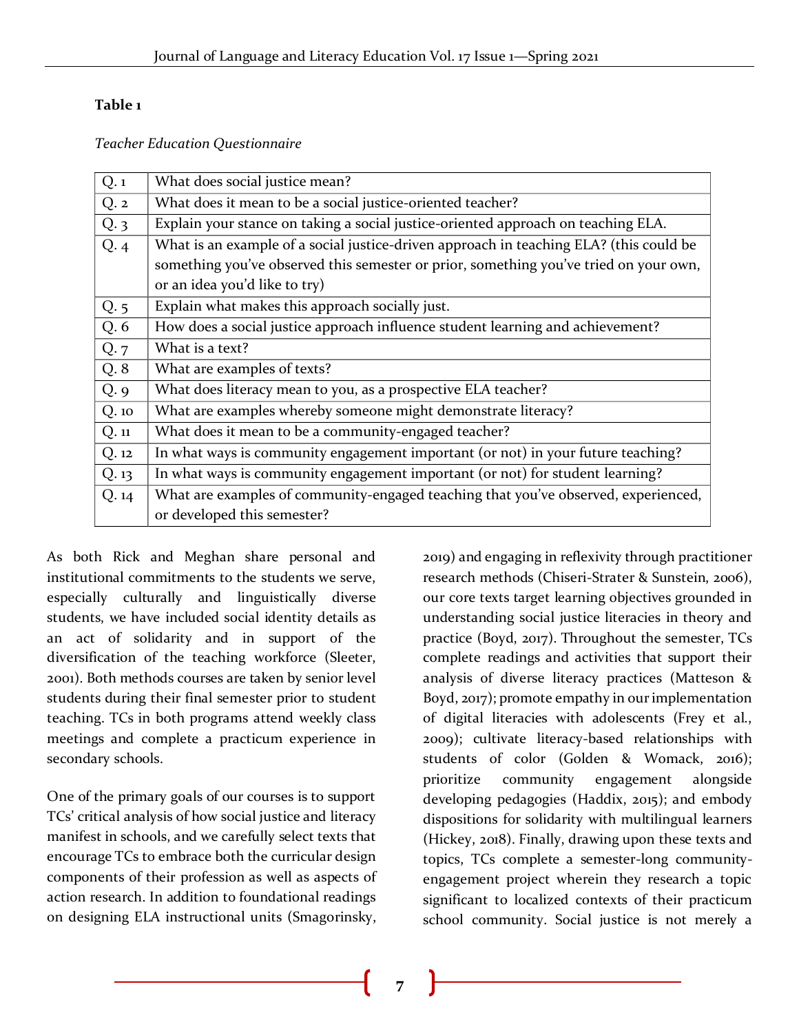**Table 1**

*Teacher Education Questionnaire*

| | |
|---|---|
| Q. 1 | What does social justice mean? |
| Q. 2 | What does it mean to be a social justice-oriented teacher? |
| Q. 3 | Explain your stance on taking a social justice-oriented approach on teaching ELA. |
| Q. 4 | What is an example of a social justice-driven approach in teaching ELA? (this could be something you've observed this semester or prior, something you've tried on your own, or an idea you'd like to try) |
| Q. 5 | Explain what makes this approach socially just. |
| Q. 6 | How does a social justice approach influence student learning and achievement? |
| Q. 7 | What is a text? |
| Q. 8 | What are examples of texts? |
| Q. 9 | What does literacy mean to you, as a prospective ELA teacher? |
| Q. 10 | What are examples whereby someone might demonstrate literacy? |
| Q. 11 | What does it mean to be a community-engaged teacher? |
| Q. 12 | In what ways is community engagement important (or not) in your future teaching? |
| Q. 13 | In what ways is community engagement important (or not) for student learning? |
| Q. 14 | What are examples of community-engaged teaching that you've observed, experienced, or developed this semester? |

As both Rick and Meghan share personal and institutional commitments to the students we serve, especially culturally and linguistically diverse students, we have included social identity details as an act of solidarity and in support of the diversification of the teaching workforce (Sleeter, 2001). Both methods courses are taken by senior level students during their final semester prior to student teaching. TCs in both programs attend weekly class meetings and complete a practicum experience in secondary schools.

One of the primary goals of our courses is to support TCs' critical analysis of how social justice and literacy manifest in schools, and we carefully select texts that encourage TCs to embrace both the curricular design components of their profession as well as aspects of action research. In addition to foundational readings on designing ELA instructional units (Smagorinsky, 2019) and engaging in reflexivity through practitioner research methods (Chiseri-Strater & Sunstein, 2006), our core texts target learning objectives grounded in understanding social justice literacies in theory and practice (Boyd, 2017). Throughout the semester, TCs complete readings and activities that support their analysis of diverse literacy practices (Matteson & Boyd, 2017); promote empathy in our implementation of digital literacies with adolescents (Frey et al., 2009); cultivate literacy-based relationships with students of color (Golden & Womack, 2016); prioritize community engagement alongside developing pedagogies (Haddix, 2015); and embody dispositions for solidarity with multilingual learners (Hickey, 2018). Finally, drawing upon these texts and topics, TCs complete a semester-long community-engagement project wherein they research a topic significant to localized contexts of their practicum school community. Social justice is not merely a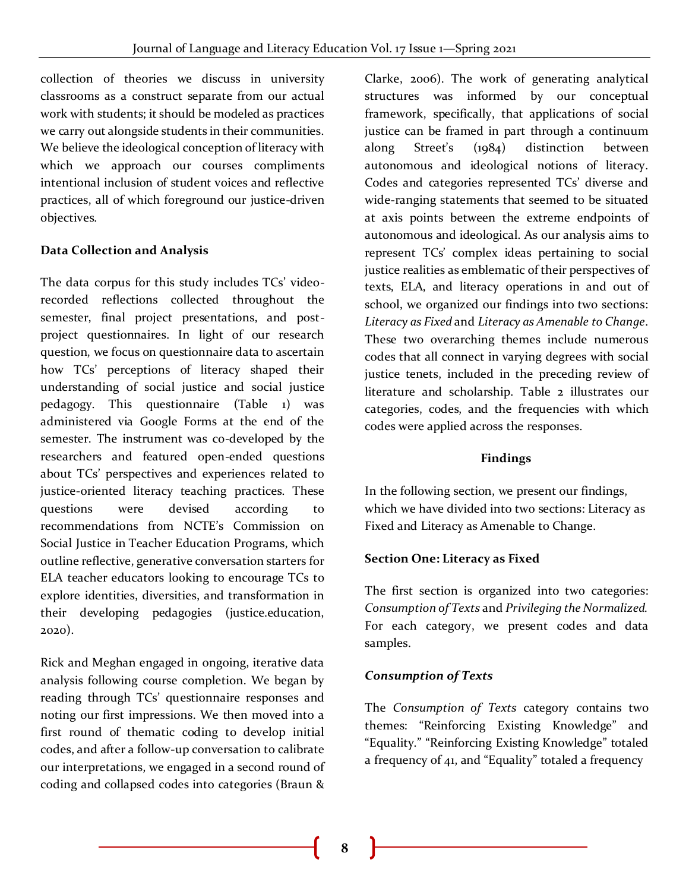collection of theories we discuss in university classrooms as a construct separate from our actual work with students; it should be modeled as practices we carry out alongside students in their communities. We believe the ideological conception of literacy with which we approach our courses compliments intentional inclusion of student voices and reflective practices, all of which foreground our justice-driven objectives.

**Data Collection and Analysis**

The data corpus for this study includes TCs' video-recorded reflections collected throughout the semester, final project presentations, and post-project questionnaires. In light of our research question, we focus on questionnaire data to ascertain how TCs' perceptions of literacy shaped their understanding of social justice and social justice pedagogy. This questionnaire (Table 1) was administered via Google Forms at the end of the semester. The instrument was co-developed by the researchers and featured open-ended questions about TCs' perspectives and experiences related to justice-oriented literacy teaching practices. These questions were devised according to recommendations from NCTE's Commission on Social Justice in Teacher Education Programs, which outline reflective, generative conversation starters for ELA teacher educators looking to encourage TCs to explore identities, diversities, and transformation in their developing pedagogies (justice.education, 2020).

Rick and Meghan engaged in ongoing, iterative data analysis following course completion. We began by reading through TCs' questionnaire responses and noting our first impressions. We then moved into a first round of thematic coding to develop initial codes, and after a follow-up conversation to calibrate our interpretations, we engaged in a second round of coding and collapsed codes into categories (Braun & Clarke, 2006). The work of generating analytical structures was informed by our conceptual framework, specifically, that applications of social justice can be framed in part through a continuum along Street's (1984) distinction between autonomous and ideological notions of literacy. Codes and categories represented TCs' diverse and wide-ranging statements that seemed to be situated at axis points between the extreme endpoints of autonomous and ideological. As our analysis aims to represent TCs' complex ideas pertaining to social justice realities as emblematic of their perspectives of texts, ELA, and literacy operations in and out of school, we organized our findings into two sections: *Literacy as Fixed* and *Literacy as Amenable to Change*. These two overarching themes include numerous codes that all connect in varying degrees with social justice tenets, included in the preceding review of literature and scholarship. Table 2 illustrates our categories, codes, and the frequencies with which codes were applied across the responses.

## Findings

In the following section, we present our findings, which we have divided into two sections: Literacy as Fixed and Literacy as Amenable to Change.

**Section One: Literacy as Fixed**

The first section is organized into two categories: *Consumption of Texts* and *Privileging the Normalized*. For each category, we present codes and data samples.

***Consumption of Texts***

The *Consumption of Texts* category contains two themes: "Reinforcing Existing Knowledge" and "Equality." "Reinforcing Existing Knowledge" totaled a frequency of 41, and "Equality" totaled a frequency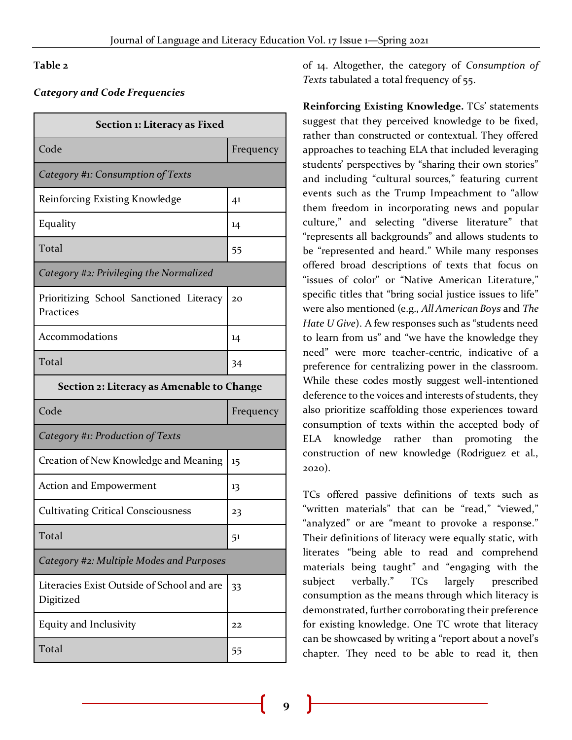**Table 2**

***Category and Code Frequencies***

| Section 1: Literacy as Fixed | |
|---|---|
| Code | Frequency |
| *Category #1: Consumption of Texts* | |
| Reinforcing Existing Knowledge | 41 |
| Equality | 14 |
| Total | 55 |
| *Category #2: Privileging the Normalized* | |
| Prioritizing School Sanctioned Literacy Practices | 20 |
| Accommodations | 14 |
| Total | 34 |
| **Section 2: Literacy as Amenable to Change** | |
| Code | Frequency |
| *Category #1: Production of Texts* | |
| Creation of New Knowledge and Meaning | 15 |
| Action and Empowerment | 13 |
| Cultivating Critical Consciousness | 23 |
| Total | 51 |
| *Category #2: Multiple Modes and Purposes* | |
| Literacies Exist Outside of School and are Digitized | 33 |
| Equity and Inclusivity | 22 |
| Total | 55 |

of 14. Altogether, the category of *Consumption of Texts* tabulated a total frequency of 55.

**Reinforcing Existing Knowledge.** TCs' statements suggest that they perceived knowledge to be fixed, rather than constructed or contextual. They offered approaches to teaching ELA that included leveraging students' perspectives by "sharing their own stories" and including "cultural sources," featuring current events such as the Trump Impeachment to "allow them freedom in incorporating news and popular culture," and selecting "diverse literature" that "represents all backgrounds" and allows students to be "represented and heard." While many responses offered broad descriptions of texts that focus on "issues of color" or "Native American Literature," specific titles that "bring social justice issues to life" were also mentioned (e.g., *All American Boys* and *The Hate U Give*). A few responses such as "students need to learn from us" and "we have the knowledge they need" were more teacher-centric, indicative of a preference for centralizing power in the classroom. While these codes mostly suggest well-intentioned deference to the voices and interests of students, they also prioritize scaffolding those experiences toward consumption of texts within the accepted body of ELA knowledge rather than promoting the construction of new knowledge (Rodriguez et al., 2020).

TCs offered passive definitions of texts such as "written materials" that can be "read," "viewed," "analyzed" or are "meant to provoke a response." Their definitions of literacy were equally static, with literates "being able to read and comprehend materials being taught" and "engaging with the subject verbally." TCs largely prescribed consumption as the means through which literacy is demonstrated, further corroborating their preference for existing knowledge. One TC wrote that literacy can be showcased by writing a "report about a novel's chapter. They need to be able to read it, then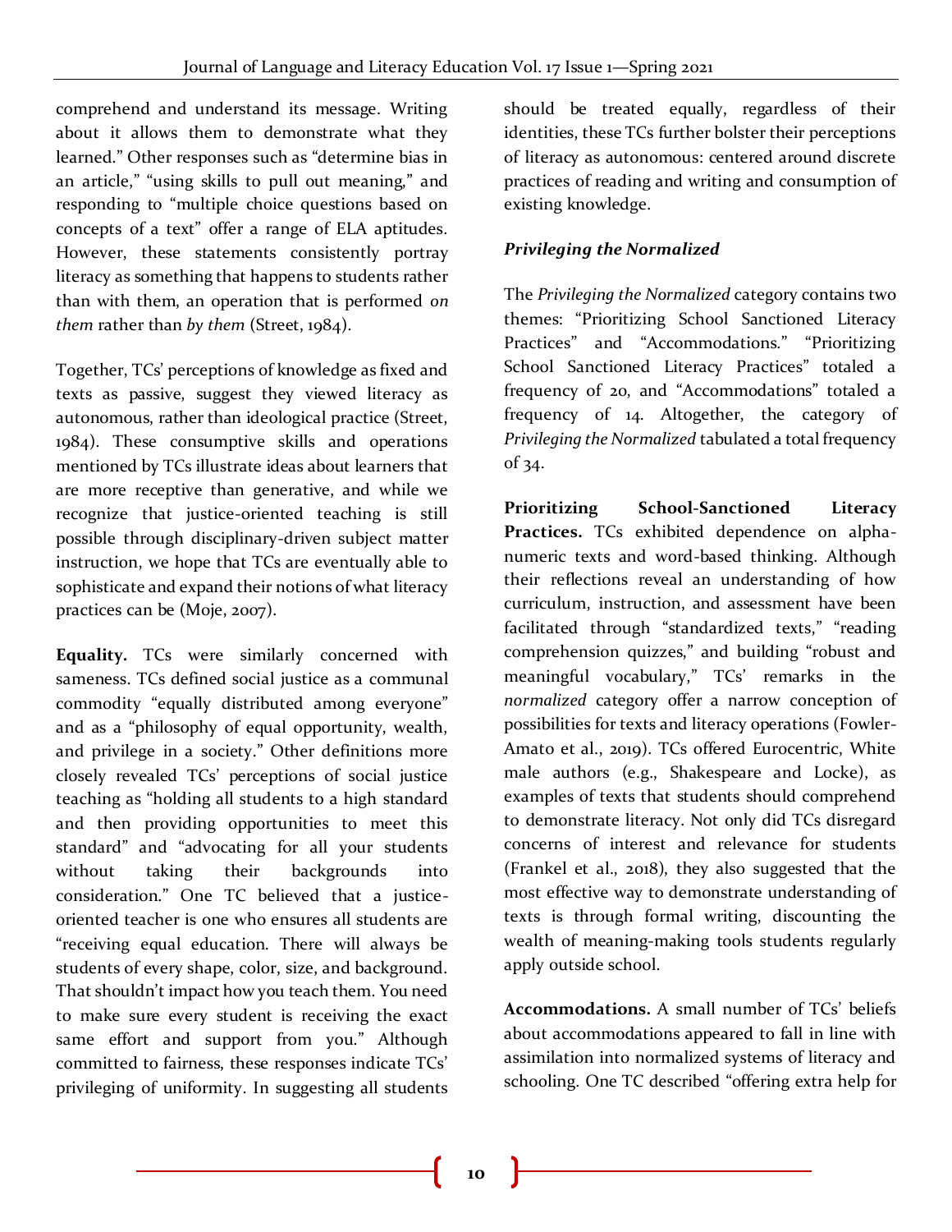comprehend and understand its message. Writing about it allows them to demonstrate what they learned." Other responses such as "determine bias in an article," "using skills to pull out meaning," and responding to "multiple choice questions based on concepts of a text" offer a range of ELA aptitudes. However, these statements consistently portray literacy as something that happens to students rather than with them, an operation that is performed *on them* rather than *by them* (Street, 1984).

Together, TCs' perceptions of knowledge as fixed and texts as passive, suggest they viewed literacy as autonomous, rather than ideological practice (Street, 1984). These consumptive skills and operations mentioned by TCs illustrate ideas about learners that are more receptive than generative, and while we recognize that justice-oriented teaching is still possible through disciplinary-driven subject matter instruction, we hope that TCs are eventually able to sophisticate and expand their notions of what literacy practices can be (Moje, 2007).

**Equality.** TCs were similarly concerned with sameness. TCs defined social justice as a communal commodity "equally distributed among everyone" and as a "philosophy of equal opportunity, wealth, and privilege in a society." Other definitions more closely revealed TCs' perceptions of social justice teaching as "holding all students to a high standard and then providing opportunities to meet this standard" and "advocating for all your students without taking their backgrounds into consideration." One TC believed that a justice-oriented teacher is one who ensures all students are "receiving equal education. There will always be students of every shape, color, size, and background. That shouldn't impact how you teach them. You need to make sure every student is receiving the exact same effort and support from you." Although committed to fairness, these responses indicate TCs' privileging of uniformity. In suggesting all students should be treated equally, regardless of their identities, these TCs further bolster their perceptions of literacy as autonomous: centered around discrete practices of reading and writing and consumption of existing knowledge.

### *Privileging the Normalized*

The *Privileging the Normalized* category contains two themes: "Prioritizing School Sanctioned Literacy Practices" and "Accommodations." "Prioritizing School Sanctioned Literacy Practices" totaled a frequency of 20, and "Accommodations" totaled a frequency of 14. Altogether, the category of *Privileging the Normalized* tabulated a total frequency of 34.

**Prioritizing School-Sanctioned Literacy Practices.** TCs exhibited dependence on alpha-numeric texts and word-based thinking. Although their reflections reveal an understanding of how curriculum, instruction, and assessment have been facilitated through "standardized texts," "reading comprehension quizzes," and building "robust and meaningful vocabulary," TCs' remarks in the *normalized* category offer a narrow conception of possibilities for texts and literacy operations (Fowler-Amato et al., 2019). TCs offered Eurocentric, White male authors (e.g., Shakespeare and Locke), as examples of texts that students should comprehend to demonstrate literacy. Not only did TCs disregard concerns of interest and relevance for students (Frankel et al., 2018), they also suggested that the most effective way to demonstrate understanding of texts is through formal writing, discounting the wealth of meaning-making tools students regularly apply outside school.

**Accommodations.** A small number of TCs' beliefs about accommodations appeared to fall in line with assimilation into normalized systems of literacy and schooling. One TC described "offering extra help for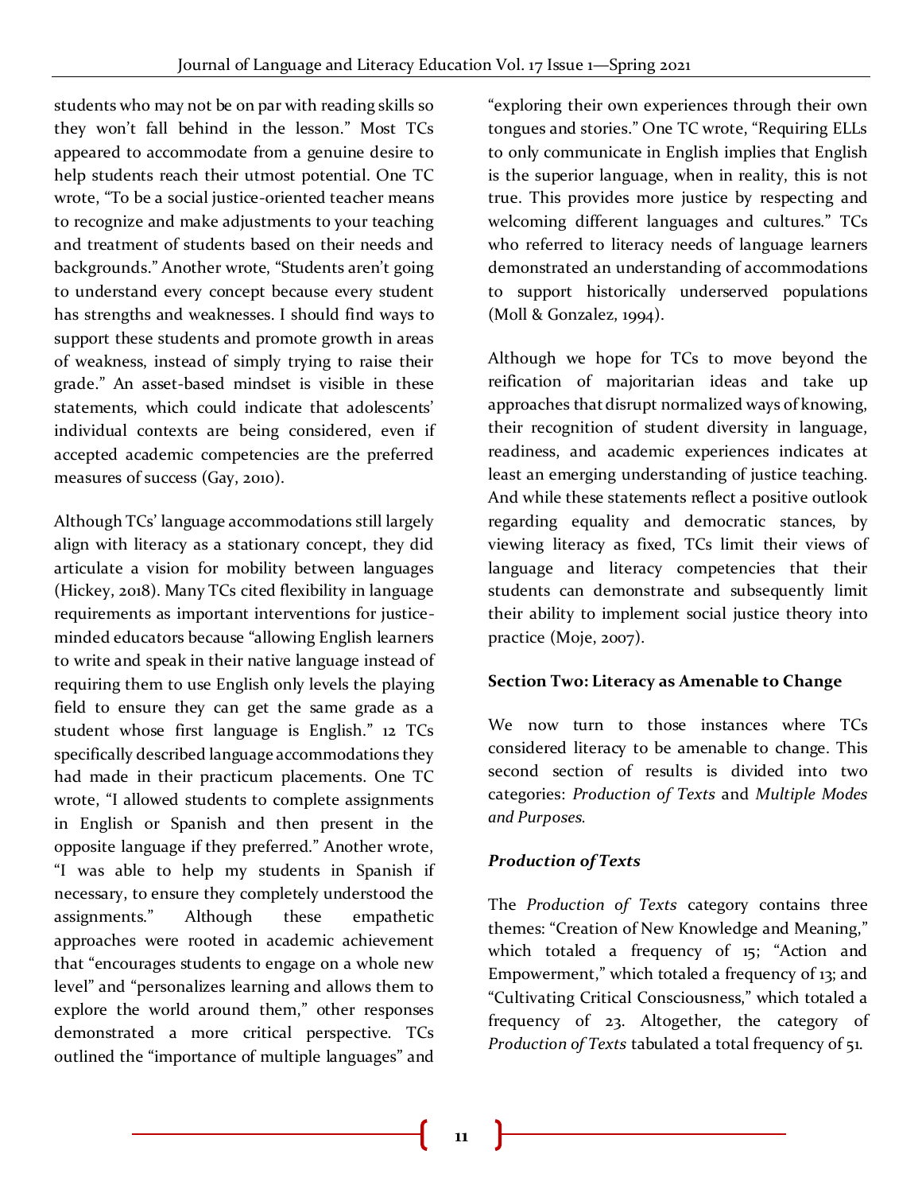students who may not be on par with reading skills so they won't fall behind in the lesson." Most TCs appeared to accommodate from a genuine desire to help students reach their utmost potential. One TC wrote, "To be a social justice-oriented teacher means to recognize and make adjustments to your teaching and treatment of students based on their needs and backgrounds." Another wrote, "Students aren't going to understand every concept because every student has strengths and weaknesses. I should find ways to support these students and promote growth in areas of weakness, instead of simply trying to raise their grade." An asset-based mindset is visible in these statements, which could indicate that adolescents' individual contexts are being considered, even if accepted academic competencies are the preferred measures of success (Gay, 2010).

Although TCs' language accommodations still largely align with literacy as a stationary concept, they did articulate a vision for mobility between languages (Hickey, 2018). Many TCs cited flexibility in language requirements as important interventions for justice-minded educators because "allowing English learners to write and speak in their native language instead of requiring them to use English only levels the playing field to ensure they can get the same grade as a student whose first language is English." 12 TCs specifically described language accommodations they had made in their practicum placements. One TC wrote, "I allowed students to complete assignments in English or Spanish and then present in the opposite language if they preferred." Another wrote, "I was able to help my students in Spanish if necessary, to ensure they completely understood the assignments." Although these empathetic approaches were rooted in academic achievement that "encourages students to engage on a whole new level" and "personalizes learning and allows them to explore the world around them," other responses demonstrated a more critical perspective. TCs outlined the "importance of multiple languages" and "exploring their own experiences through their own tongues and stories." One TC wrote, "Requiring ELLs to only communicate in English implies that English is the superior language, when in reality, this is not true. This provides more justice by respecting and welcoming different languages and cultures." TCs who referred to literacy needs of language learners demonstrated an understanding of accommodations to support historically underserved populations (Moll & Gonzalez, 1994).

Although we hope for TCs to move beyond the reification of majoritarian ideas and take up approaches that disrupt normalized ways of knowing, their recognition of student diversity in language, readiness, and academic experiences indicates at least an emerging understanding of justice teaching. And while these statements reflect a positive outlook regarding equality and democratic stances, by viewing literacy as fixed, TCs limit their views of language and literacy competencies that their students can demonstrate and subsequently limit their ability to implement social justice theory into practice (Moje, 2007).

## Section Two: Literacy as Amenable to Change

We now turn to those instances where TCs considered literacy to be amenable to change. This second section of results is divided into two categories: *Production of Texts* and *Multiple Modes and Purposes*.

### *Production of Texts*

The *Production of Texts* category contains three themes: "Creation of New Knowledge and Meaning," which totaled a frequency of 15; "Action and Empowerment," which totaled a frequency of 13; and "Cultivating Critical Consciousness," which totaled a frequency of 23. Altogether, the category of *Production of Texts* tabulated a total frequency of 51.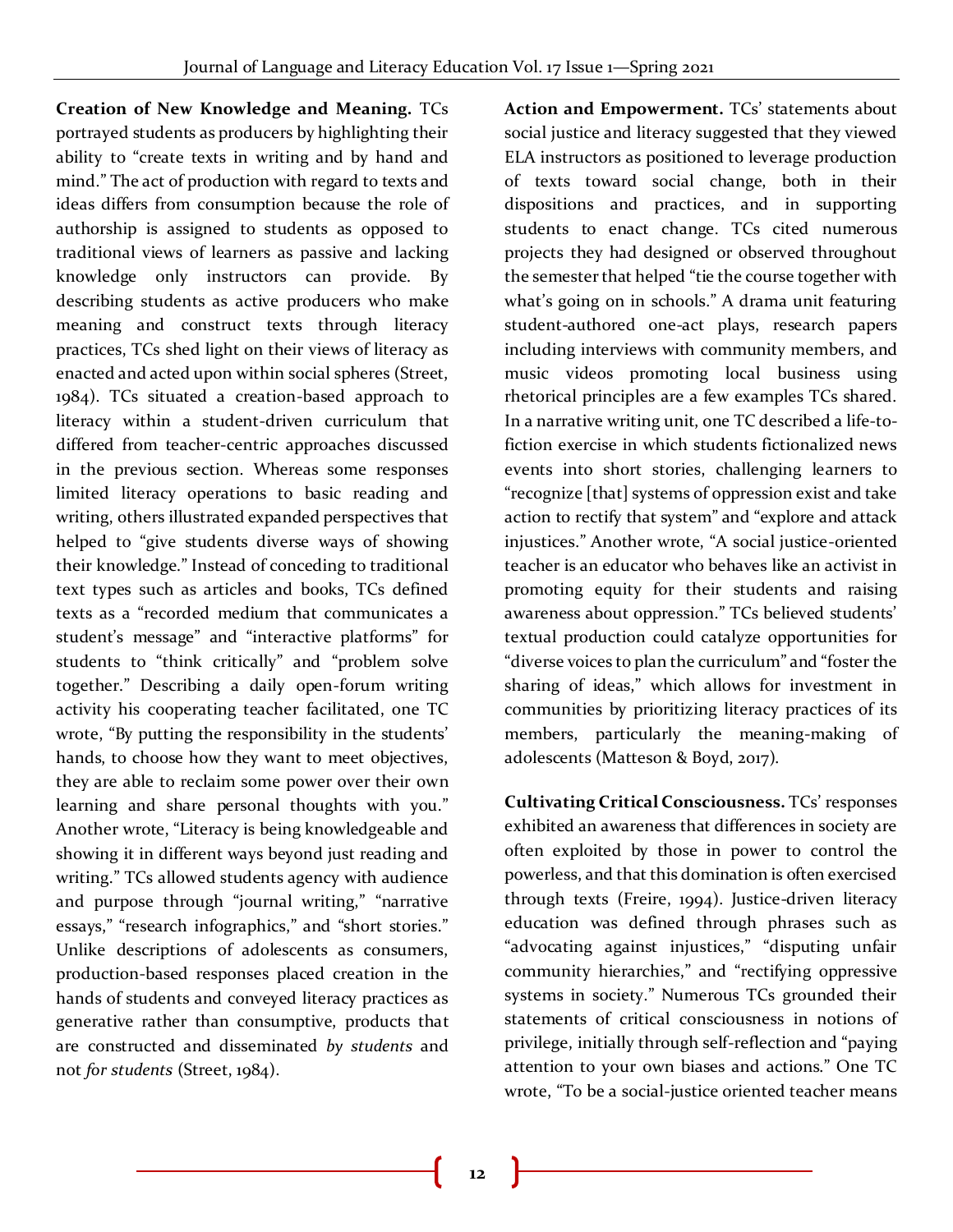**Creation of New Knowledge and Meaning.** TCs portrayed students as producers by highlighting their ability to "create texts in writing and by hand and mind." The act of production with regard to texts and ideas differs from consumption because the role of authorship is assigned to students as opposed to traditional views of learners as passive and lacking knowledge only instructors can provide. By describing students as active producers who make meaning and construct texts through literacy practices, TCs shed light on their views of literacy as enacted and acted upon within social spheres (Street, 1984). TCs situated a creation-based approach to literacy within a student-driven curriculum that differed from teacher-centric approaches discussed in the previous section. Whereas some responses limited literacy operations to basic reading and writing, others illustrated expanded perspectives that helped to "give students diverse ways of showing their knowledge." Instead of conceding to traditional text types such as articles and books, TCs defined texts as a "recorded medium that communicates a student's message" and "interactive platforms" for students to "think critically" and "problem solve together." Describing a daily open-forum writing activity his cooperating teacher facilitated, one TC wrote, "By putting the responsibility in the students' hands, to choose how they want to meet objectives, they are able to reclaim some power over their own learning and share personal thoughts with you." Another wrote, "Literacy is being knowledgeable and showing it in different ways beyond just reading and writing." TCs allowed students agency with audience and purpose through "journal writing," "narrative essays," "research infographics," and "short stories." Unlike descriptions of adolescents as consumers, production-based responses placed creation in the hands of students and conveyed literacy practices as generative rather than consumptive, products that are constructed and disseminated *by students* and not *for students* (Street, 1984).

**Action and Empowerment.** TCs' statements about social justice and literacy suggested that they viewed ELA instructors as positioned to leverage production of texts toward social change, both in their dispositions and practices, and in supporting students to enact change. TCs cited numerous projects they had designed or observed throughout the semester that helped "tie the course together with what's going on in schools." A drama unit featuring student-authored one-act plays, research papers including interviews with community members, and music videos promoting local business using rhetorical principles are a few examples TCs shared. In a narrative writing unit, one TC described a life-to-fiction exercise in which students fictionalized news events into short stories, challenging learners to "recognize [that] systems of oppression exist and take action to rectify that system" and "explore and attack injustices." Another wrote, "A social justice-oriented teacher is an educator who behaves like an activist in promoting equity for their students and raising awareness about oppression." TCs believed students' textual production could catalyze opportunities for "diverse voices to plan the curriculum" and "foster the sharing of ideas," which allows for investment in communities by prioritizing literacy practices of its members, particularly the meaning-making of adolescents (Matteson & Boyd, 2017).

**Cultivating Critical Consciousness.** TCs' responses exhibited an awareness that differences in society are often exploited by those in power to control the powerless, and that this domination is often exercised through texts (Freire, 1994). Justice-driven literacy education was defined through phrases such as "advocating against injustices," "disputing unfair community hierarchies," and "rectifying oppressive systems in society." Numerous TCs grounded their statements of critical consciousness in notions of privilege, initially through self-reflection and "paying attention to your own biases and actions." One TC wrote, "To be a social-justice oriented teacher means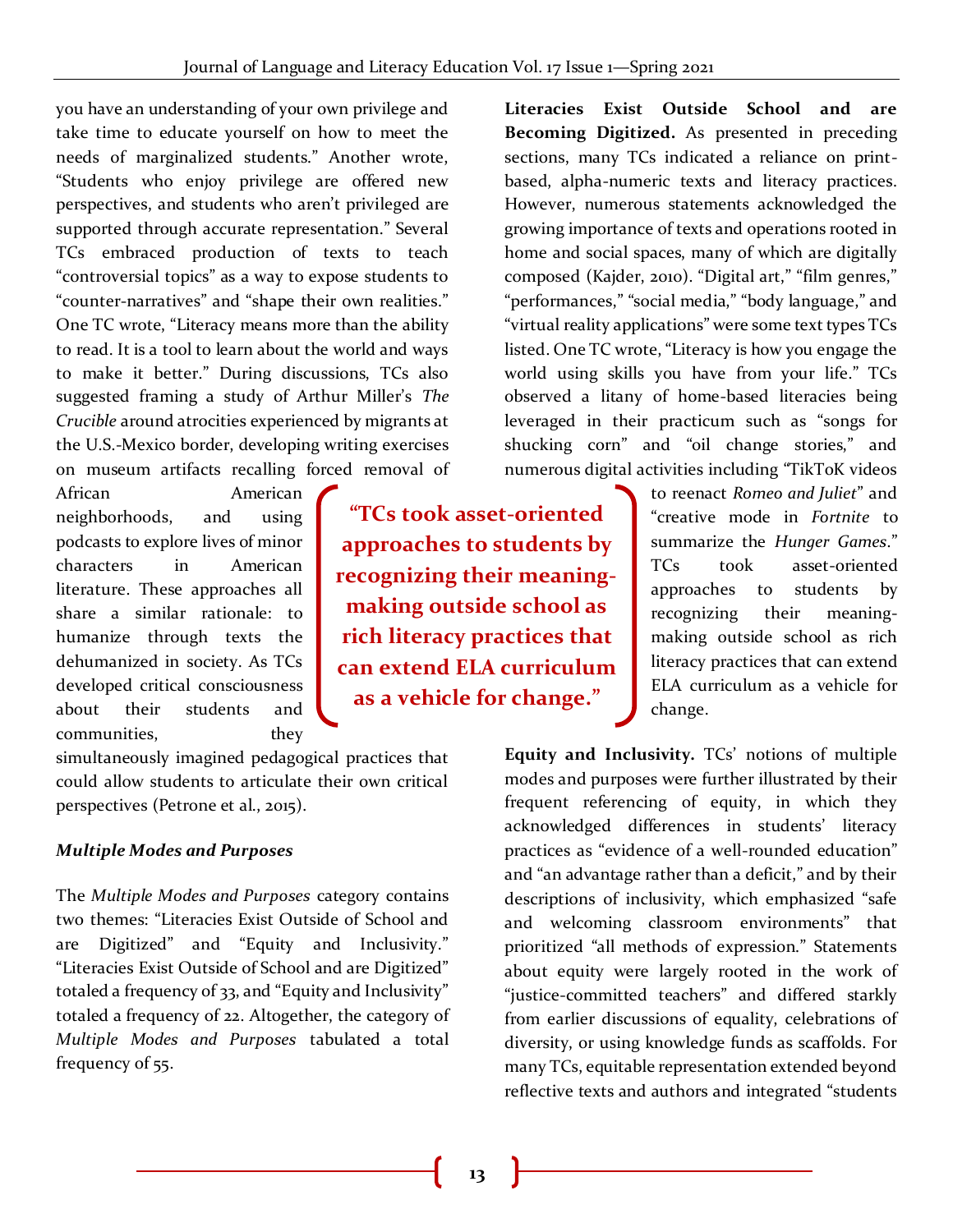you have an understanding of your own privilege and take time to educate yourself on how to meet the needs of marginalized students." Another wrote, "Students who enjoy privilege are offered new perspectives, and students who aren't privileged are supported through accurate representation." Several TCs embraced production of texts to teach "controversial topics" as a way to expose students to "counter-narratives" and "shape their own realities." One TC wrote, "Literacy means more than the ability to read. It is a tool to learn about the world and ways to make it better." During discussions, TCs also suggested framing a study of Arthur Miller's *The Crucible* around atrocities experienced by migrants at the U.S.-Mexico border, developing writing exercises on museum artifacts recalling forced removal of African American neighborhoods, and using podcasts to explore lives of minor characters in American literature. These approaches all share a similar rationale: to humanize through texts the dehumanized in society. As TCs developed critical consciousness about their students and communities, they simultaneously imagined pedagogical practices that could allow students to articulate their own critical perspectives (Petrone et al., 2015).

### *Multiple Modes and Purposes*

The *Multiple Modes and Purposes* category contains two themes: "Literacies Exist Outside of School and are Digitized" and "Equity and Inclusivity." "Literacies Exist Outside of School and are Digitized" totaled a frequency of 33, and "Equity and Inclusivity" totaled a frequency of 22. Altogether, the category of *Multiple Modes and Purposes* tabulated a total frequency of 55.

**Literacies Exist Outside School and are Becoming Digitized.** As presented in preceding sections, many TCs indicated a reliance on print-based, alpha-numeric texts and literacy practices. However, numerous statements acknowledged the growing importance of texts and operations rooted in home and social spaces, many of which are digitally composed (Kajder, 2010). "Digital art," "film genres," "performances," "social media," "body language," and "virtual reality applications" were some text types TCs listed. One TC wrote, "Literacy is how you engage the world using skills you have from your life." TCs observed a litany of home-based literacies being leveraged in their practicum such as "songs for shucking corn" and "oil change stories," and numerous digital activities including "TikToK videos to reenact *Romeo and Juliet*" and "creative mode in *Fortnite* to summarize the *Hunger Games*." TCs took asset-oriented approaches to students by recognizing their meaning-making outside school as rich literacy practices that can extend ELA curriculum as a vehicle for change.

> **"TCs took asset-oriented approaches to students by recognizing their meaning-making outside school as rich literacy practices that can extend ELA curriculum as a vehicle for change."**

**Equity and Inclusivity.** TCs' notions of multiple modes and purposes were further illustrated by their frequent referencing of equity, in which they acknowledged differences in students' literacy practices as "evidence of a well-rounded education" and "an advantage rather than a deficit," and by their descriptions of inclusivity, which emphasized "safe and welcoming classroom environments" that prioritized "all methods of expression." Statements about equity were largely rooted in the work of "justice-committed teachers" and differed starkly from earlier discussions of equality, celebrations of diversity, or using knowledge funds as scaffolds. For many TCs, equitable representation extended beyond reflective texts and authors and integrated "students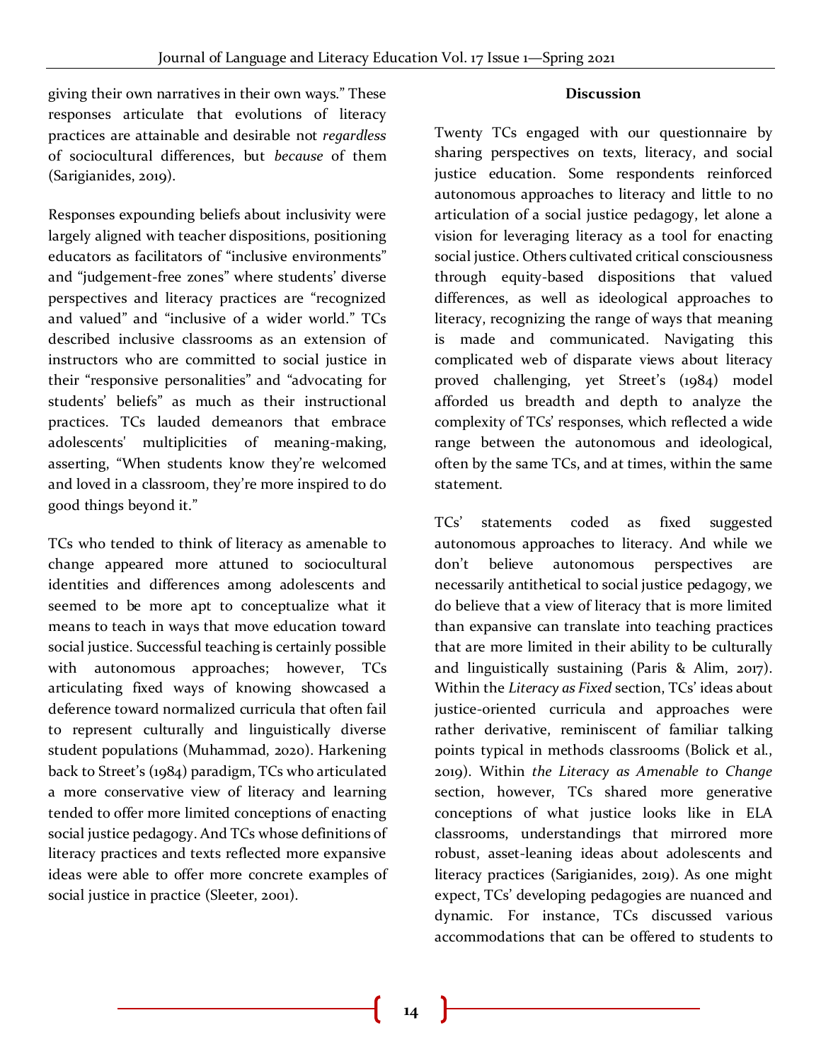giving their own narratives in their own ways." These responses articulate that evolutions of literacy practices are attainable and desirable not *regardless* of sociocultural differences, but *because* of them (Sarigianides, 2019).

Responses expounding beliefs about inclusivity were largely aligned with teacher dispositions, positioning educators as facilitators of "inclusive environments" and "judgement-free zones" where students' diverse perspectives and literacy practices are "recognized and valued" and "inclusive of a wider world." TCs described inclusive classrooms as an extension of instructors who are committed to social justice in their "responsive personalities" and "advocating for students' beliefs" as much as their instructional practices. TCs lauded demeanors that embrace adolescents' multiplicities of meaning-making, asserting, "When students know they're welcomed and loved in a classroom, they're more inspired to do good things beyond it."

TCs who tended to think of literacy as amenable to change appeared more attuned to sociocultural identities and differences among adolescents and seemed to be more apt to conceptualize what it means to teach in ways that move education toward social justice. Successful teaching is certainly possible with autonomous approaches; however, TCs articulating fixed ways of knowing showcased a deference toward normalized curricula that often fail to represent culturally and linguistically diverse student populations (Muhammad, 2020). Harkening back to Street's (1984) paradigm, TCs who articulated a more conservative view of literacy and learning tended to offer more limited conceptions of enacting social justice pedagogy. And TCs whose definitions of literacy practices and texts reflected more expansive ideas were able to offer more concrete examples of social justice in practice (Sleeter, 2001).

## Discussion

Twenty TCs engaged with our questionnaire by sharing perspectives on texts, literacy, and social justice education. Some respondents reinforced autonomous approaches to literacy and little to no articulation of a social justice pedagogy, let alone a vision for leveraging literacy as a tool for enacting social justice. Others cultivated critical consciousness through equity-based dispositions that valued differences, as well as ideological approaches to literacy, recognizing the range of ways that meaning is made and communicated. Navigating this complicated web of disparate views about literacy proved challenging, yet Street's (1984) model afforded us breadth and depth to analyze the complexity of TCs' responses, which reflected a wide range between the autonomous and ideological, often by the same TCs, and at times, within the same statement.

TCs' statements coded as fixed suggested autonomous approaches to literacy. And while we don't believe autonomous perspectives are necessarily antithetical to social justice pedagogy, we do believe that a view of literacy that is more limited than expansive can translate into teaching practices that are more limited in their ability to be culturally and linguistically sustaining (Paris & Alim, 2017). Within the *Literacy as Fixed* section, TCs' ideas about justice-oriented curricula and approaches were rather derivative, reminiscent of familiar talking points typical in methods classrooms (Bolick et al., 2019). Within *the Literacy as Amenable to Change* section, however, TCs shared more generative conceptions of what justice looks like in ELA classrooms, understandings that mirrored more robust, asset-leaning ideas about adolescents and literacy practices (Sarigianides, 2019). As one might expect, TCs' developing pedagogies are nuanced and dynamic. For instance, TCs discussed various accommodations that can be offered to students to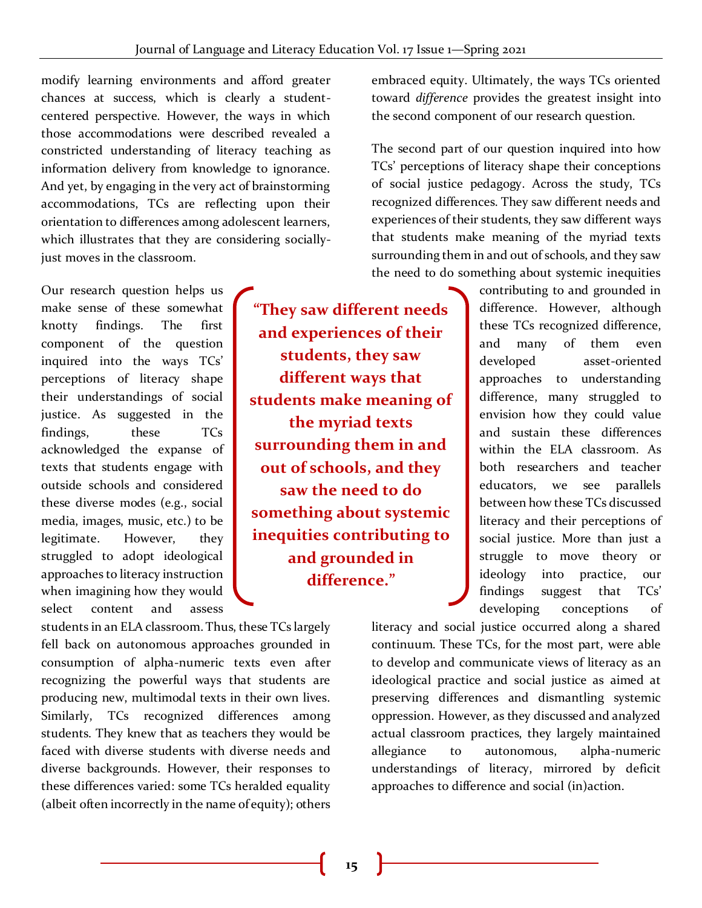modify learning environments and afford greater chances at success, which is clearly a student-centered perspective. However, the ways in which those accommodations were described revealed a constricted understanding of literacy teaching as information delivery from knowledge to ignorance. And yet, by engaging in the very act of brainstorming accommodations, TCs are reflecting upon their orientation to differences among adolescent learners, which illustrates that they are considering socially-just moves in the classroom.

Our research question helps us make sense of these somewhat knotty findings. The first component of the question inquired into the ways TCs' perceptions of literacy shape their understandings of social justice. As suggested in the findings, these TCs acknowledged the expanse of texts that students engage with outside schools and considered these diverse modes (e.g., social media, images, music, etc.) to be legitimate. However, they struggled to adopt ideological approaches to literacy instruction when imagining how they would select content and assess students in an ELA classroom. Thus, these TCs largely fell back on autonomous approaches grounded in consumption of alpha-numeric texts even after recognizing the powerful ways that students are producing new, multimodal texts in their own lives. Similarly, TCs recognized differences among students. They knew that as teachers they would be faced with diverse students with diverse needs and diverse backgrounds. However, their responses to these differences varied: some TCs heralded equality (albeit often incorrectly in the name of equity); others embraced equity. Ultimately, the ways TCs oriented toward *difference* provides the greatest insight into the second component of our research question.

The second part of our question inquired into how TCs' perceptions of literacy shape their conceptions of social justice pedagogy. Across the study, TCs recognized differences. They saw different needs and experiences of their students, they saw different ways that students make meaning of the myriad texts surrounding them in and out of schools, and they saw the need to do something about systemic inequities contributing to and grounded in difference. However, although these TCs recognized difference, and many of them even developed asset-oriented approaches to understanding difference, many struggled to envision how they could value and sustain these differences within the ELA classroom. As both researchers and teacher educators, we see parallels between how these TCs discussed literacy and their perceptions of social justice. More than just a struggle to move theory or ideology into practice, our findings suggest that TCs' developing conceptions of literacy and social justice occurred along a shared continuum. These TCs, for the most part, were able to develop and communicate views of literacy as an ideological practice and social justice as aimed at preserving differences and dismantling systemic oppression. However, as they discussed and analyzed actual classroom practices, they largely maintained allegiance to autonomous, alpha-numeric understandings of literacy, mirrored by deficit approaches to difference and social (in)action.

> **"They saw different needs and experiences of their students, they saw different ways that students make meaning of the myriad texts surrounding them in and out of schools, and they saw the need to do something about systemic inequities contributing to and grounded in difference."**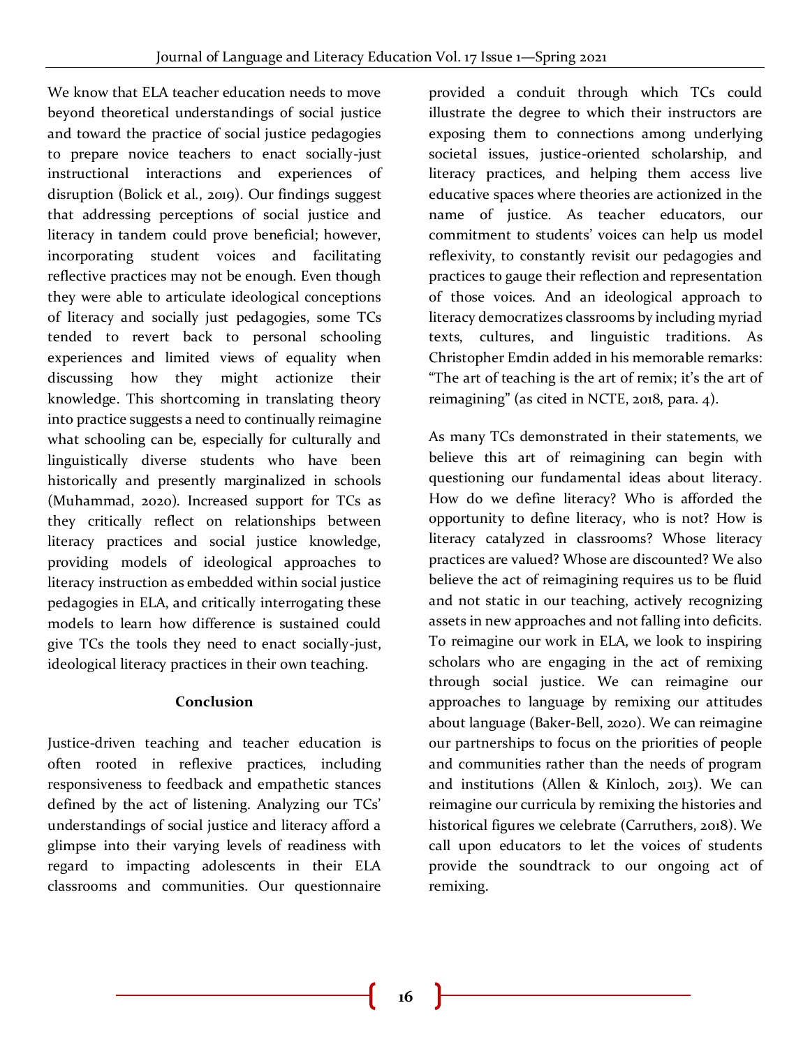We know that ELA teacher education needs to move beyond theoretical understandings of social justice and toward the practice of social justice pedagogies to prepare novice teachers to enact socially-just instructional interactions and experiences of disruption (Bolick et al., 2019). Our findings suggest that addressing perceptions of social justice and literacy in tandem could prove beneficial; however, incorporating student voices and facilitating reflective practices may not be enough. Even though they were able to articulate ideological conceptions of literacy and socially just pedagogies, some TCs tended to revert back to personal schooling experiences and limited views of equality when discussing how they might actionize their knowledge. This shortcoming in translating theory into practice suggests a need to continually reimagine what schooling can be, especially for culturally and linguistically diverse students who have been historically and presently marginalized in schools (Muhammad, 2020). Increased support for TCs as they critically reflect on relationships between literacy practices and social justice knowledge, providing models of ideological approaches to literacy instruction as embedded within social justice pedagogies in ELA, and critically interrogating these models to learn how difference is sustained could give TCs the tools they need to enact socially-just, ideological literacy practices in their own teaching.

## Conclusion

Justice-driven teaching and teacher education is often rooted in reflexive practices, including responsiveness to feedback and empathetic stances defined by the act of listening. Analyzing our TCs' understandings of social justice and literacy afford a glimpse into their varying levels of readiness with regard to impacting adolescents in their ELA classrooms and communities. Our questionnaire provided a conduit through which TCs could illustrate the degree to which their instructors are exposing them to connections among underlying societal issues, justice-oriented scholarship, and literacy practices, and helping them access live educative spaces where theories are actionized in the name of justice. As teacher educators, our commitment to students' voices can help us model reflexivity, to constantly revisit our pedagogies and practices to gauge their reflection and representation of those voices. And an ideological approach to literacy democratizes classrooms by including myriad texts, cultures, and linguistic traditions. As Christopher Emdin added in his memorable remarks: "The art of teaching is the art of remix; it's the art of reimagining" (as cited in NCTE, 2018, para. 4).

As many TCs demonstrated in their statements, we believe this art of reimagining can begin with questioning our fundamental ideas about literacy. How do we define literacy? Who is afforded the opportunity to define literacy, who is not? How is literacy catalyzed in classrooms? Whose literacy practices are valued? Whose are discounted? We also believe the act of reimagining requires us to be fluid and not static in our teaching, actively recognizing assets in new approaches and not falling into deficits. To reimagine our work in ELA, we look to inspiring scholars who are engaging in the act of remixing through social justice. We can reimagine our approaches to language by remixing our attitudes about language (Baker-Bell, 2020). We can reimagine our partnerships to focus on the priorities of people and communities rather than the needs of program and institutions (Allen & Kinloch, 2013). We can reimagine our curricula by remixing the histories and historical figures we celebrate (Carruthers, 2018). We call upon educators to let the voices of students provide the soundtrack to our ongoing act of remixing.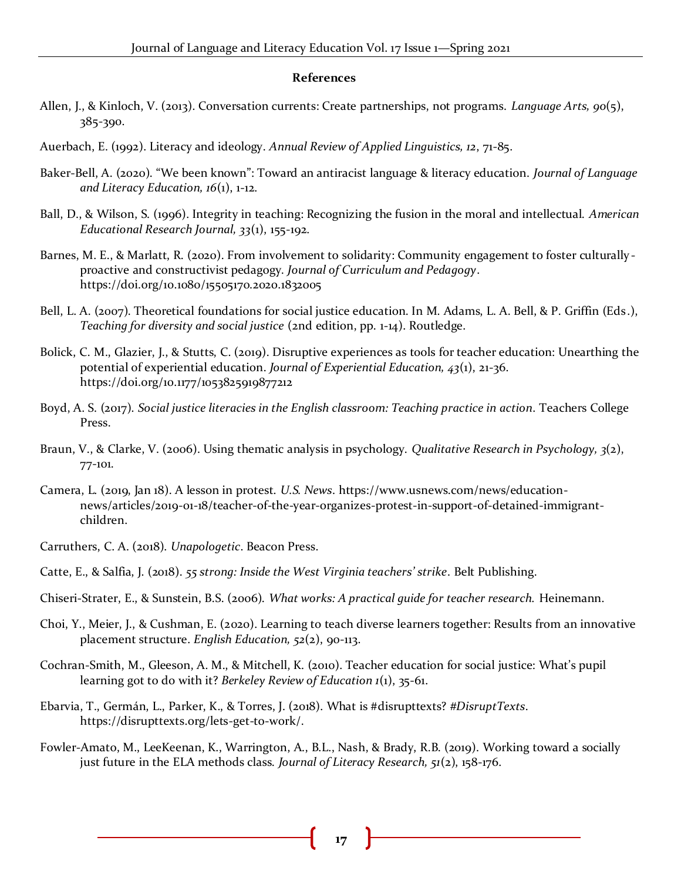## References

Allen, J., & Kinloch, V. (2013). Conversation currents: Create partnerships, not programs. *Language Arts, 90*(5), 385-390.

Auerbach, E. (1992). Literacy and ideology. *Annual Review of Applied Linguistics, 12*, 71-85.

Baker-Bell, A. (2020). "We been known": Toward an antiracist language & literacy education. *Journal of Language and Literacy Education, 16*(1), 1-12.

Ball, D., & Wilson, S. (1996). Integrity in teaching: Recognizing the fusion in the moral and intellectual. *American Educational Research Journal, 33*(1), 155-192.

Barnes, M. E., & Marlatt, R. (2020). From involvement to solidarity: Community engagement to foster culturally-proactive and constructivist pedagogy. *Journal of Curriculum and Pedagogy*. https://doi.org/10.1080/15505170.2020.1832005

Bell, L. A. (2007). Theoretical foundations for social justice education. In M. Adams, L. A. Bell, & P. Griffin (Eds.), *Teaching for diversity and social justice* (2nd edition, pp. 1-14). Routledge.

Bolick, C. M., Glazier, J., & Stutts, C. (2019). Disruptive experiences as tools for teacher education: Unearthing the potential of experiential education. *Journal of Experiential Education, 43*(1), 21-36. https://doi.org/10.1177/1053825919877212

Boyd, A. S. (2017). *Social justice literacies in the English classroom: Teaching practice in action*. Teachers College Press.

Braun, V., & Clarke, V. (2006). Using thematic analysis in psychology. *Qualitative Research in Psychology, 3*(2), 77-101.

Camera, L. (2019, Jan 18). A lesson in protest. *U.S. News*. https://www.usnews.com/news/education-news/articles/2019-01-18/teacher-of-the-year-organizes-protest-in-support-of-detained-immigrant-children.

Carruthers, C. A. (2018). *Unapologetic*. Beacon Press.

Catte, E., & Salfia, J. (2018). *55 strong: Inside the West Virginia teachers' strike*. Belt Publishing.

Chiseri-Strater, E., & Sunstein, B.S. (2006). *What works: A practical guide for teacher research.* Heinemann.

Choi, Y., Meier, J., & Cushman, E. (2020). Learning to teach diverse learners together: Results from an innovative placement structure. *English Education, 52*(2), 90-113.

Cochran-Smith, M., Gleeson, A. M., & Mitchell, K. (2010). Teacher education for social justice: What's pupil learning got to do with it? *Berkeley Review of Education 1*(1), 35-61.

Ebarvia, T., Germán, L., Parker, K., & Torres, J. (2018). What is #disrupttexts? *#DisruptTexts*. https://disrupttexts.org/lets-get-to-work/.

Fowler-Amato, M., LeeKeenan, K., Warrington, A., B.L., Nash, & Brady, R.B. (2019). Working toward a socially just future in the ELA methods class. *Journal of Literacy Research, 51*(2), 158-176.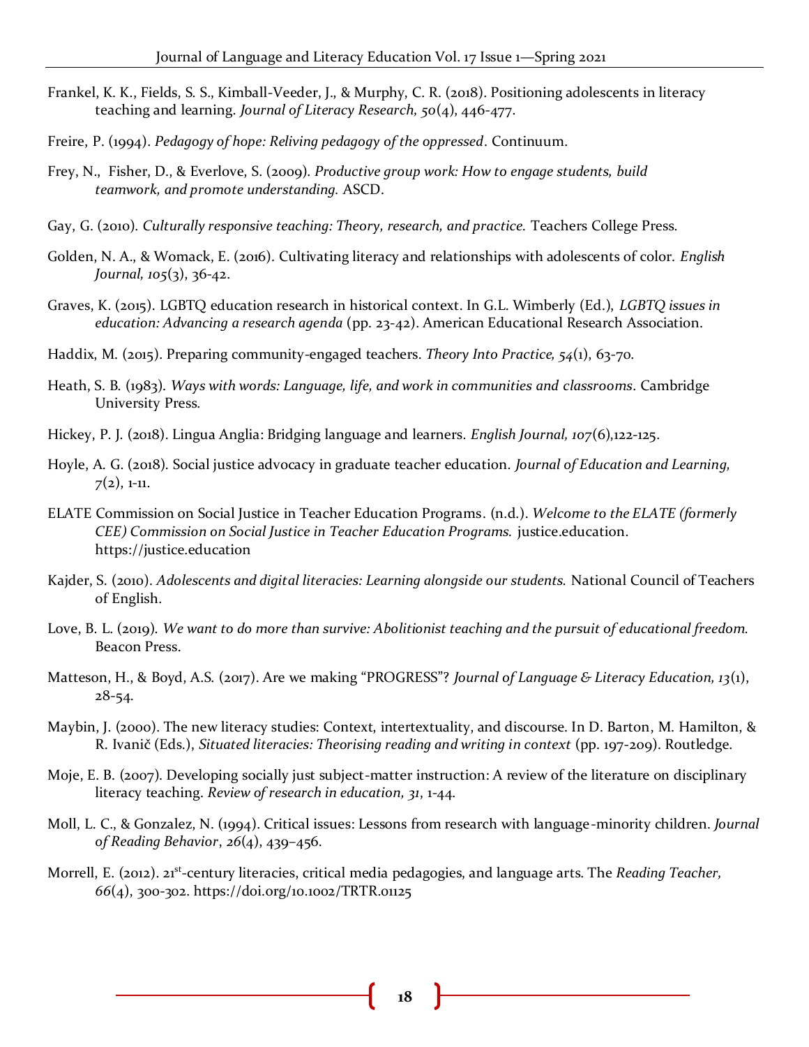Frankel, K. K., Fields, S. S., Kimball-Veeder, J., & Murphy, C. R. (2018). Positioning adolescents in literacy teaching and learning. *Journal of Literacy Research, 50*(4), 446-477.

Freire, P. (1994). *Pedagogy of hope: Reliving pedagogy of the oppressed*. Continuum.

Frey, N., Fisher, D., & Everlove, S. (2009). *Productive group work: How to engage students, build teamwork, and promote understanding.* ASCD.

Gay, G. (2010). *Culturally responsive teaching: Theory, research, and practice.* Teachers College Press.

Golden, N. A., & Womack, E. (2016). Cultivating literacy and relationships with adolescents of color. *English Journal, 105*(3), 36-42.

Graves, K. (2015). LGBTQ education research in historical context. In G.L. Wimberly (Ed.), *LGBTQ issues in education: Advancing a research agenda* (pp. 23-42). American Educational Research Association.

Haddix, M. (2015). Preparing community-engaged teachers. *Theory Into Practice, 54*(1), 63-70.

Heath, S. B. (1983). *Ways with words: Language, life, and work in communities and classrooms*. Cambridge University Press.

Hickey, P. J. (2018). Lingua Anglia: Bridging language and learners. *English Journal, 107*(6),122-125.

Hoyle, A. G. (2018). Social justice advocacy in graduate teacher education. *Journal of Education and Learning, 7*(2), 1-11.

ELATE Commission on Social Justice in Teacher Education Programs. (n.d.). *Welcome to the ELATE (formerly CEE) Commission on Social Justice in Teacher Education Programs.* justice.education. https://justice.education

Kajder, S. (2010). *Adolescents and digital literacies: Learning alongside our students.* National Council of Teachers of English.

Love, B. L. (2019). *We want to do more than survive: Abolitionist teaching and the pursuit of educational freedom.* Beacon Press.

Matteson, H., & Boyd, A.S. (2017). Are we making "PROGRESS"? *Journal of Language & Literacy Education, 13*(1), 28-54.

Maybin, J. (2000). The new literacy studies: Context, intertextuality, and discourse. In D. Barton, M. Hamilton, & R. Ivanič (Eds.), *Situated literacies: Theorising reading and writing in context* (pp. 197-209). Routledge.

Moje, E. B. (2007). Developing socially just subject-matter instruction: A review of the literature on disciplinary literacy teaching. *Review of research in education, 31*, 1-44.

Moll, L. C., & Gonzalez, N. (1994). Critical issues: Lessons from research with language-minority children. *Journal of Reading Behavior*, *26*(4), 439–456.

Morrell, E. (2012). 21st-century literacies, critical media pedagogies, and language arts. The *Reading Teacher, 66*(4), 300-302. https://doi.org/10.1002/TRTR.01125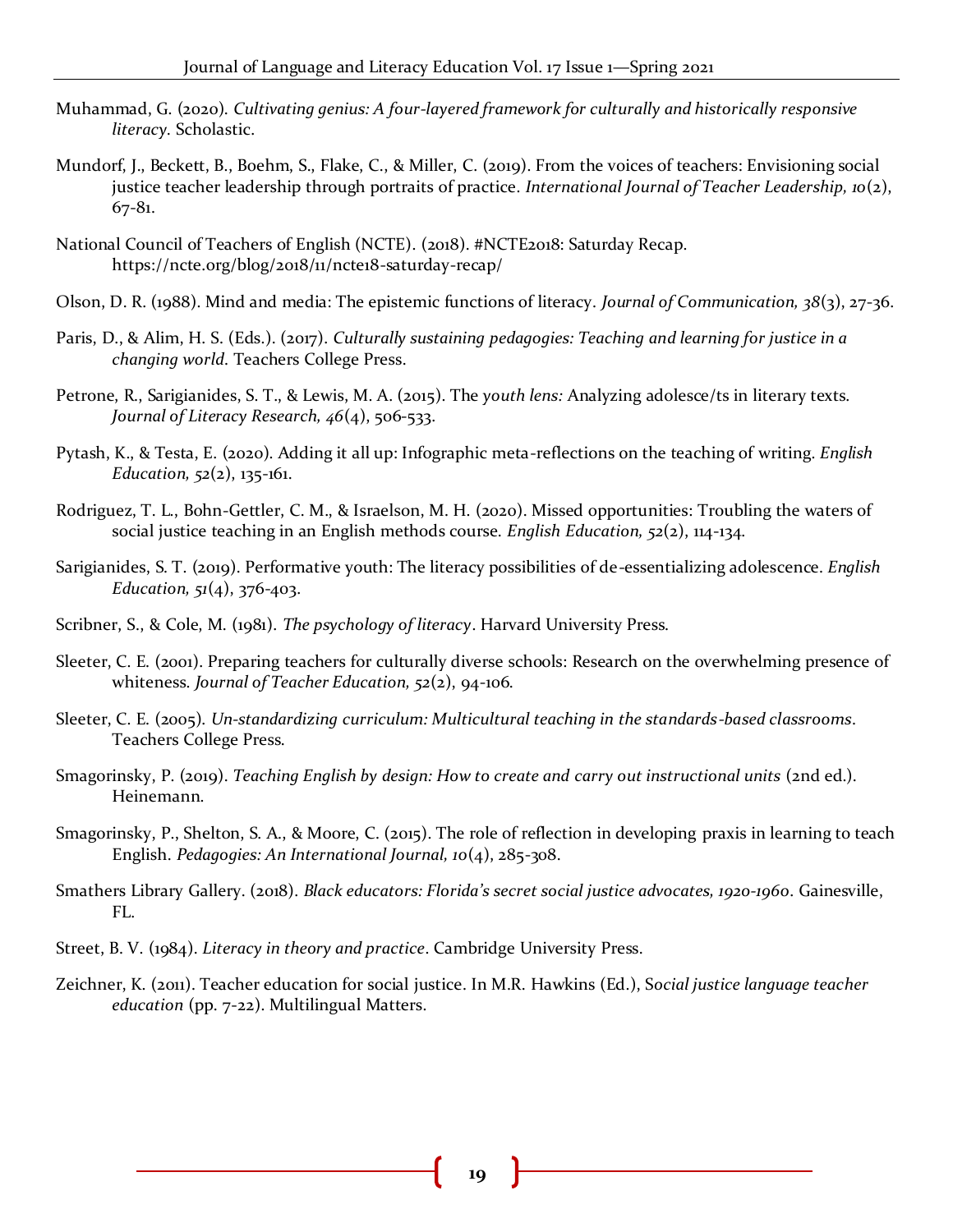Muhammad, G. (2020). *Cultivating genius: A four-layered framework for culturally and historically responsive literacy*. Scholastic.

Mundorf, J., Beckett, B., Boehm, S., Flake, C., & Miller, C. (2019). From the voices of teachers: Envisioning social justice teacher leadership through portraits of practice. *International Journal of Teacher Leadership, 10*(2), 67-81.

National Council of Teachers of English (NCTE). (2018). #NCTE2018: Saturday Recap. https://ncte.org/blog/2018/11/ncte18-saturday-recap/

Olson, D. R. (1988). Mind and media: The epistemic functions of literacy. *Journal of Communication, 38*(3), 27-36.

Paris, D., & Alim, H. S. (Eds.). (2017). *Culturally sustaining pedagogies: Teaching and learning for justice in a changing world*. Teachers College Press.

Petrone, R., Sarigianides, S. T., & Lewis, M. A. (2015). The *youth lens:* Analyzing adolesce/ts in literary texts. *Journal of Literacy Research, 46*(4), 506-533.

Pytash, K., & Testa, E. (2020). Adding it all up: Infographic meta-reflections on the teaching of writing. *English Education, 52*(2), 135-161.

Rodriguez, T. L., Bohn-Gettler, C. M., & Israelson, M. H. (2020). Missed opportunities: Troubling the waters of social justice teaching in an English methods course. *English Education, 52*(2), 114-134.

Sarigianides, S. T. (2019). Performative youth: The literacy possibilities of de-essentializing adolescence. *English Education, 51*(4), 376-403.

Scribner, S., & Cole, M. (1981). *The psychology of literacy*. Harvard University Press.

Sleeter, C. E. (2001). Preparing teachers for culturally diverse schools: Research on the overwhelming presence of whiteness. *Journal of Teacher Education, 52*(2), 94-106.

Sleeter, C. E. (2005). *Un-standardizing curriculum: Multicultural teaching in the standards-based classrooms*. Teachers College Press.

Smagorinsky, P. (2019). *Teaching English by design: How to create and carry out instructional units* (2nd ed.). Heinemann.

Smagorinsky, P., Shelton, S. A., & Moore, C. (2015). The role of reflection in developing praxis in learning to teach English. *Pedagogies: An International Journal, 10*(4), 285-308.

Smathers Library Gallery. (2018). *Black educators: Florida's secret social justice advocates, 1920-1960*. Gainesville, FL.

Street, B. V. (1984). *Literacy in theory and practice*. Cambridge University Press.

Zeichner, K. (2011). Teacher education for social justice. In M.R. Hawkins (Ed.), S*ocial justice language teacher education* (pp. 7-22). Multilingual Matters.